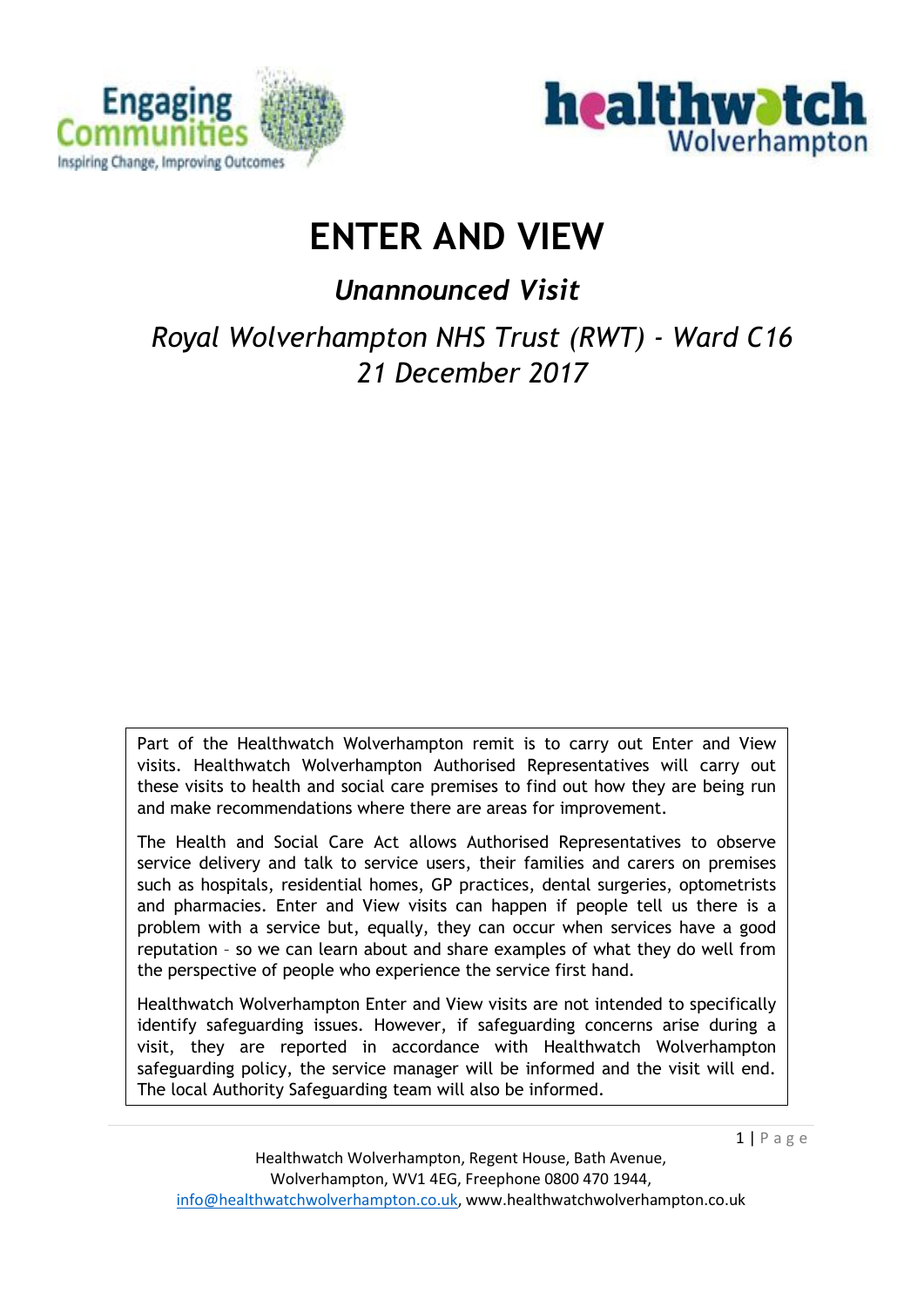# ENTER AND VIEW

## *Unannounced Visit*

## *Royal Wolverhampton NHS Trust (RWT) - Ward C16*
## *21 December 2017*

Part of the Healthwatch Wolverhampton remit is to carry out Enter and View visits. Healthwatch Wolverhampton Authorised Representatives will carry out these visits to health and social care premises to find out how they are being run and make recommendations where there are areas for improvement.

The Health and Social Care Act allows Authorised Representatives to observe service delivery and talk to service users, their families and carers on premises such as hospitals, residential homes, GP practices, dental surgeries, optometrists and pharmacies. Enter and View visits can happen if people tell us there is a problem with a service but, equally, they can occur when services have a good reputation – so we can learn about and share examples of what they do well from the perspective of people who experience the service first hand.

Healthwatch Wolverhampton Enter and View visits are not intended to specifically identify safeguarding issues. However, if safeguarding concerns arise during a visit, they are reported in accordance with Healthwatch Wolverhampton safeguarding policy, the service manager will be informed and the visit will end. The local Authority Safeguarding team will also be informed.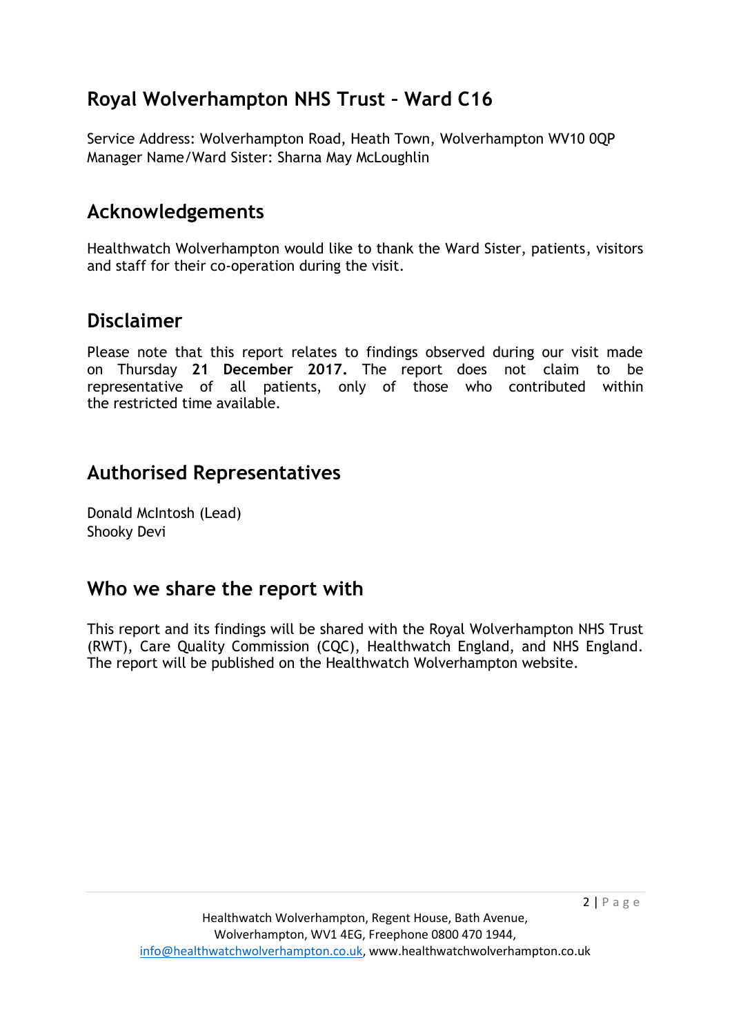## Royal Wolverhampton NHS Trust – Ward C16

Service Address: Wolverhampton Road, Heath Town, Wolverhampton WV10 0QP
Manager Name/Ward Sister: Sharna May McLoughlin

## Acknowledgements

Healthwatch Wolverhampton would like to thank the Ward Sister, patients, visitors and staff for their co-operation during the visit.

## Disclaimer

Please note that this report relates to findings observed during our visit made on Thursday **21 December 2017.** The report does not claim to be representative of all patients, only of those who contributed within the restricted time available.

## Authorised Representatives

Donald McIntosh (Lead)
Shooky Devi

## Who we share the report with

This report and its findings will be shared with the Royal Wolverhampton NHS Trust (RWT), Care Quality Commission (CQC), Healthwatch England, and NHS England. The report will be published on the Healthwatch Wolverhampton website.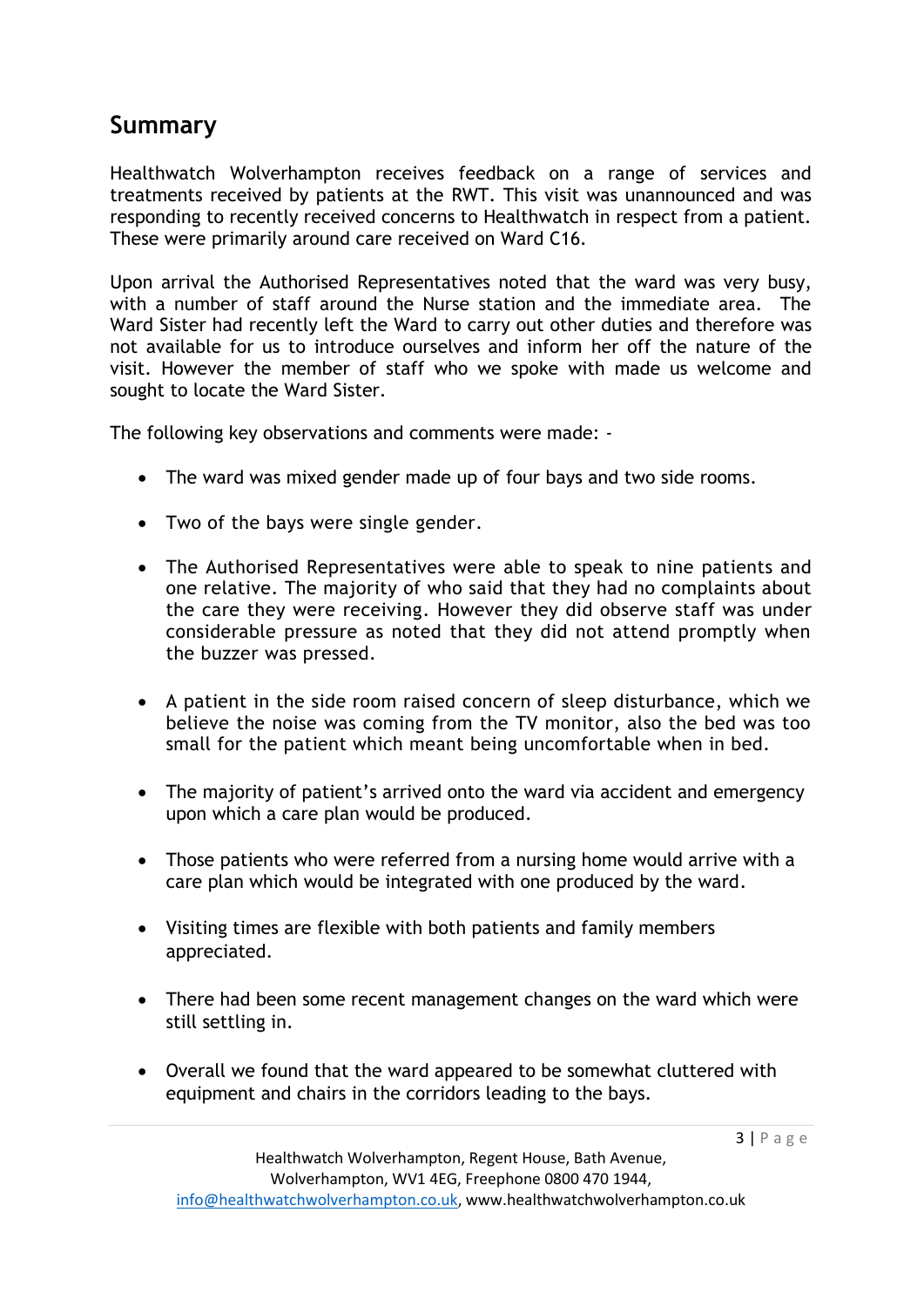## Summary

Healthwatch Wolverhampton receives feedback on a range of services and treatments received by patients at the RWT. This visit was unannounced and was responding to recently received concerns to Healthwatch in respect from a patient. These were primarily around care received on Ward C16.

Upon arrival the Authorised Representatives noted that the ward was very busy, with a number of staff around the Nurse station and the immediate area. The Ward Sister had recently left the Ward to carry out other duties and therefore was not available for us to introduce ourselves and inform her off the nature of the visit. However the member of staff who we spoke with made us welcome and sought to locate the Ward Sister.

The following key observations and comments were made: -

- The ward was mixed gender made up of four bays and two side rooms.
- Two of the bays were single gender.
- The Authorised Representatives were able to speak to nine patients and one relative. The majority of who said that they had no complaints about the care they were receiving. However they did observe staff was under considerable pressure as noted that they did not attend promptly when the buzzer was pressed.
- A patient in the side room raised concern of sleep disturbance, which we believe the noise was coming from the TV monitor, also the bed was too small for the patient which meant being uncomfortable when in bed.
- The majority of patient's arrived onto the ward via accident and emergency upon which a care plan would be produced.
- Those patients who were referred from a nursing home would arrive with a care plan which would be integrated with one produced by the ward.
- Visiting times are flexible with both patients and family members appreciated.
- There had been some recent management changes on the ward which were still settling in.
- Overall we found that the ward appeared to be somewhat cluttered with equipment and chairs in the corridors leading to the bays.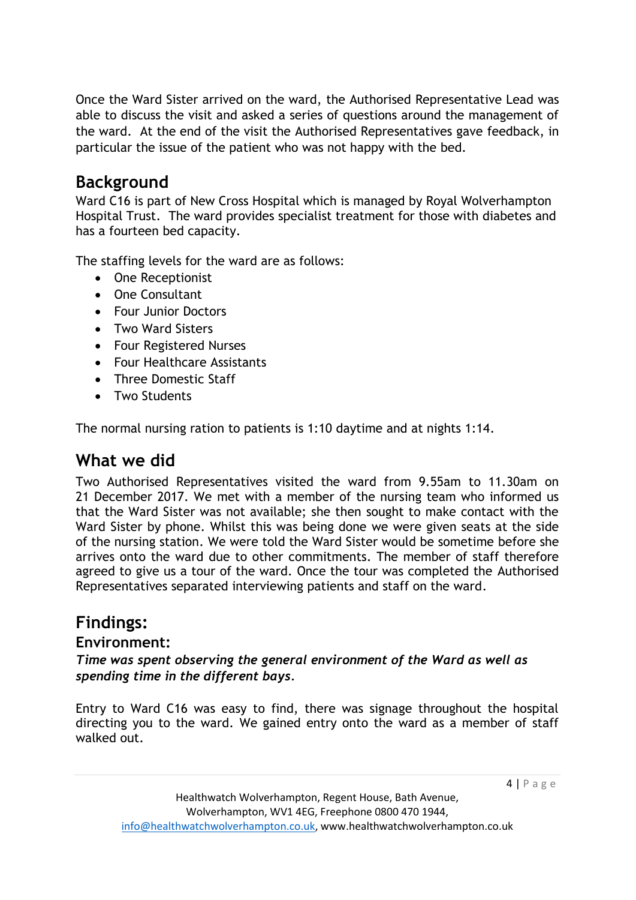Once the Ward Sister arrived on the ward, the Authorised Representative Lead was able to discuss the visit and asked a series of questions around the management of the ward. At the end of the visit the Authorised Representatives gave feedback, in particular the issue of the patient who was not happy with the bed.

## Background

Ward C16 is part of New Cross Hospital which is managed by Royal Wolverhampton Hospital Trust. The ward provides specialist treatment for those with diabetes and has a fourteen bed capacity.

The staffing levels for the ward are as follows:

- One Receptionist
- One Consultant
- Four Junior Doctors
- Two Ward Sisters
- Four Registered Nurses
- Four Healthcare Assistants
- Three Domestic Staff
- Two Students

The normal nursing ration to patients is 1:10 daytime and at nights 1:14.

## What we did

Two Authorised Representatives visited the ward from 9.55am to 11.30am on 21 December 2017. We met with a member of the nursing team who informed us that the Ward Sister was not available; she then sought to make contact with the Ward Sister by phone. Whilst this was being done we were given seats at the side of the nursing station. We were told the Ward Sister would be sometime before she arrives onto the ward due to other commitments. The member of staff therefore agreed to give us a tour of the ward. Once the tour was completed the Authorised Representatives separated interviewing patients and staff on the ward.

## Findings:

### Environment:

***Time was spent observing the general environment of the Ward as well as spending time in the different bays.***

Entry to Ward C16 was easy to find, there was signage throughout the hospital directing you to the ward. We gained entry onto the ward as a member of staff walked out.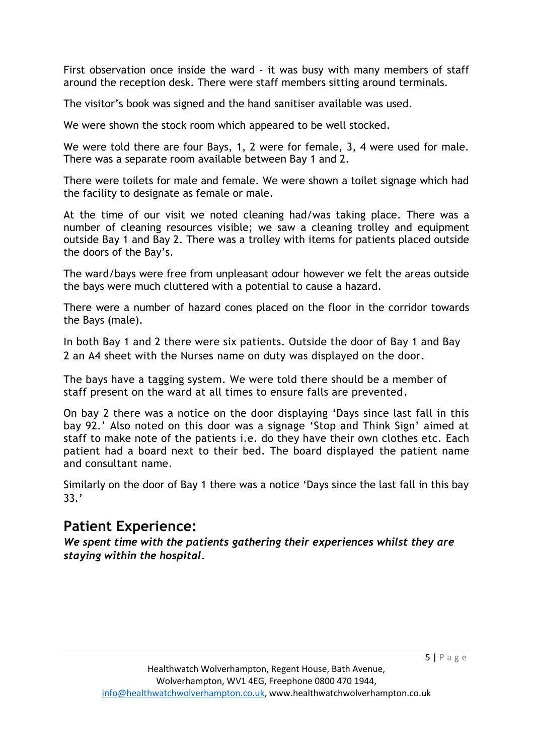First observation once inside the ward - it was busy with many members of staff around the reception desk. There were staff members sitting around terminals.

The visitor's book was signed and the hand sanitiser available was used.

We were shown the stock room which appeared to be well stocked.

We were told there are four Bays, 1, 2 were for female, 3, 4 were used for male. There was a separate room available between Bay 1 and 2.

There were toilets for male and female. We were shown a toilet signage which had the facility to designate as female or male.

At the time of our visit we noted cleaning had/was taking place. There was a number of cleaning resources visible; we saw a cleaning trolley and equipment outside Bay 1 and Bay 2. There was a trolley with items for patients placed outside the doors of the Bay's.

The ward/bays were free from unpleasant odour however we felt the areas outside the bays were much cluttered with a potential to cause a hazard.

There were a number of hazard cones placed on the floor in the corridor towards the Bays (male).

In both Bay 1 and 2 there were six patients. Outside the door of Bay 1 and Bay 2 an A4 sheet with the Nurses name on duty was displayed on the door.

The bays have a tagging system. We were told there should be a member of staff present on the ward at all times to ensure falls are prevented.

On bay 2 there was a notice on the door displaying 'Days since last fall in this bay 92.' Also noted on this door was a signage 'Stop and Think Sign' aimed at staff to make note of the patients i.e. do they have their own clothes etc. Each patient had a board next to their bed. The board displayed the patient name and consultant name.

Similarly on the door of Bay 1 there was a notice 'Days since the last fall in this bay 33.'

## Patient Experience:

***We spent time with the patients gathering their experiences whilst they are staying within the hospital.***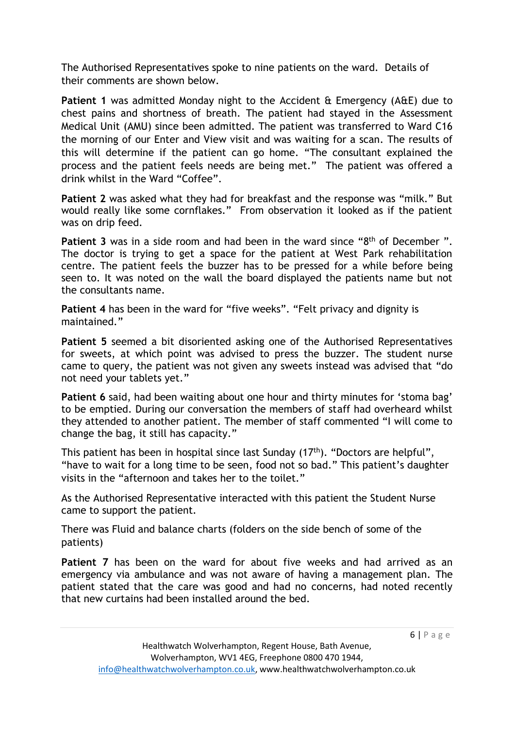The Authorised Representatives spoke to nine patients on the ward. Details of their comments are shown below.

**Patient 1** was admitted Monday night to the Accident & Emergency (A&E) due to chest pains and shortness of breath. The patient had stayed in the Assessment Medical Unit (AMU) since been admitted. The patient was transferred to Ward C16 the morning of our Enter and View visit and was waiting for a scan. The results of this will determine if the patient can go home. "The consultant explained the process and the patient feels needs are being met." The patient was offered a drink whilst in the Ward "Coffee".

**Patient 2** was asked what they had for breakfast and the response was "milk." But would really like some cornflakes." From observation it looked as if the patient was on drip feed.

**Patient 3** was in a side room and had been in the ward since "8th of December ". The doctor is trying to get a space for the patient at West Park rehabilitation centre. The patient feels the buzzer has to be pressed for a while before being seen to. It was noted on the wall the board displayed the patients name but not the consultants name.

**Patient 4** has been in the ward for "five weeks". "Felt privacy and dignity is maintained."

**Patient 5** seemed a bit disoriented asking one of the Authorised Representatives for sweets, at which point was advised to press the buzzer. The student nurse came to query, the patient was not given any sweets instead was advised that "do not need your tablets yet."

**Patient 6** said, had been waiting about one hour and thirty minutes for 'stoma bag' to be emptied. During our conversation the members of staff had overheard whilst they attended to another patient. The member of staff commented "I will come to change the bag, it still has capacity."

This patient has been in hospital since last Sunday (17th). "Doctors are helpful", "have to wait for a long time to be seen, food not so bad." This patient's daughter visits in the "afternoon and takes her to the toilet."

As the Authorised Representative interacted with this patient the Student Nurse came to support the patient.

There was Fluid and balance charts (folders on the side bench of some of the patients)

**Patient 7** has been on the ward for about five weeks and had arrived as an emergency via ambulance and was not aware of having a management plan. The patient stated that the care was good and had no concerns, had noted recently that new curtains had been installed around the bed.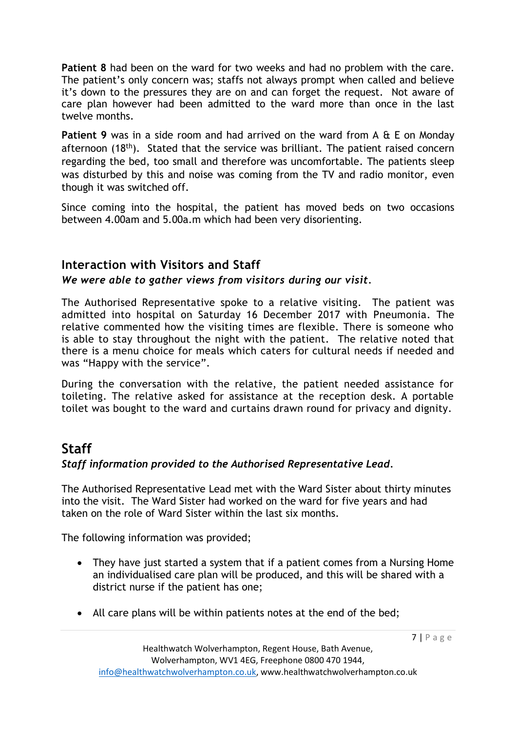**Patient 8** had been on the ward for two weeks and had no problem with the care. The patient's only concern was; staffs not always prompt when called and believe it's down to the pressures they are on and can forget the request. Not aware of care plan however had been admitted to the ward more than once in the last twelve months.

**Patient 9** was in a side room and had arrived on the ward from A & E on Monday afternoon (18th). Stated that the service was brilliant. The patient raised concern regarding the bed, too small and therefore was uncomfortable. The patients sleep was disturbed by this and noise was coming from the TV and radio monitor, even though it was switched off.

Since coming into the hospital, the patient has moved beds on two occasions between 4.00am and 5.00a.m which had been very disorienting.

## Interaction with Visitors and Staff

***We were able to gather views from visitors during our visit.***

The Authorised Representative spoke to a relative visiting. The patient was admitted into hospital on Saturday 16 December 2017 with Pneumonia. The relative commented how the visiting times are flexible. There is someone who is able to stay throughout the night with the patient. The relative noted that there is a menu choice for meals which caters for cultural needs if needed and was "Happy with the service".

During the conversation with the relative, the patient needed assistance for toileting. The relative asked for assistance at the reception desk. A portable toilet was bought to the ward and curtains drawn round for privacy and dignity.

# Staff

***Staff information provided to the Authorised Representative Lead.***

The Authorised Representative Lead met with the Ward Sister about thirty minutes into the visit. The Ward Sister had worked on the ward for five years and had taken on the role of Ward Sister within the last six months.

The following information was provided;

- They have just started a system that if a patient comes from a Nursing Home an individualised care plan will be produced, and this will be shared with a district nurse if the patient has one;
- All care plans will be within patients notes at the end of the bed;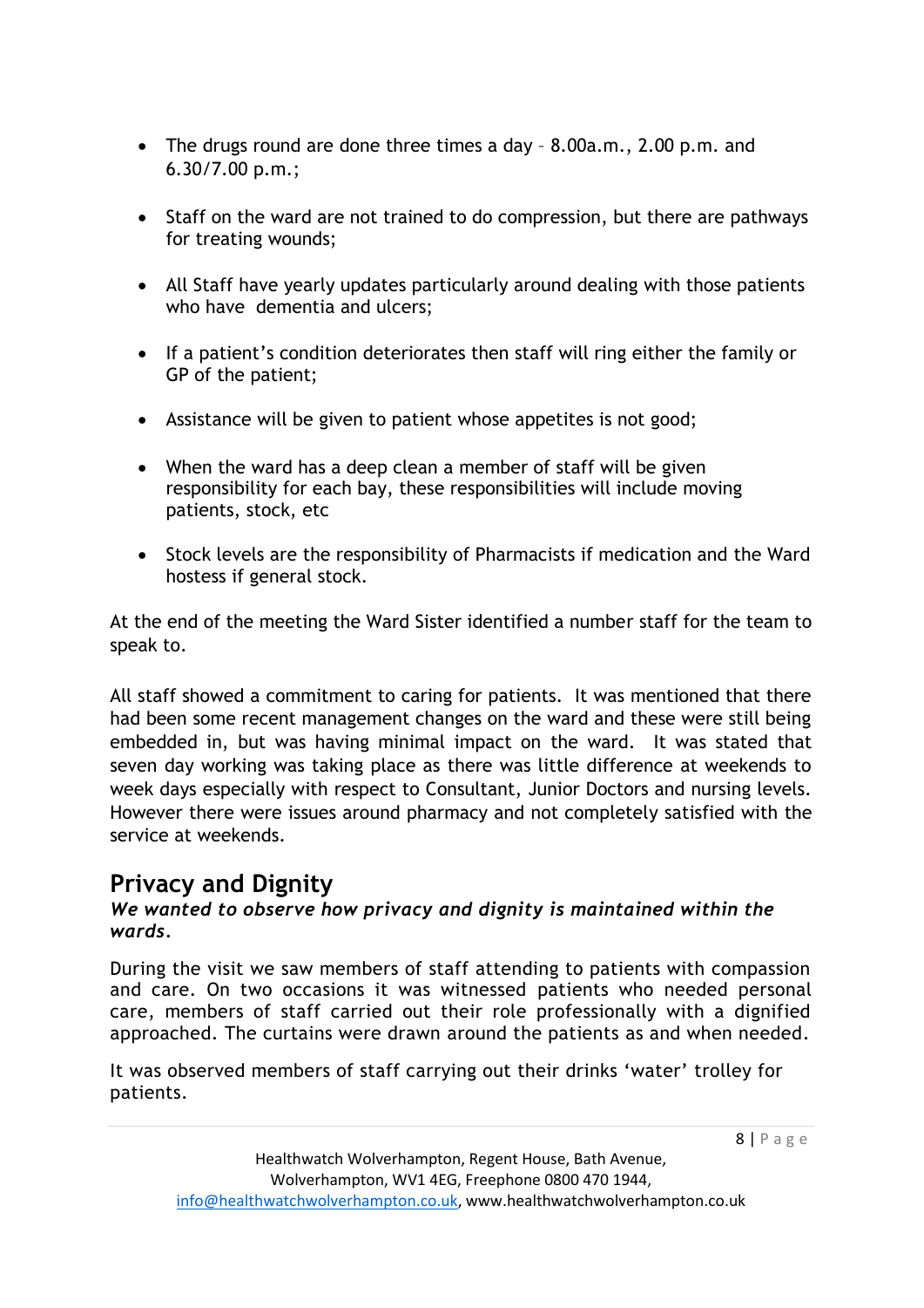- The drugs round are done three times a day – 8.00a.m., 2.00 p.m. and 6.30/7.00 p.m.;
- Staff on the ward are not trained to do compression, but there are pathways for treating wounds;
- All Staff have yearly updates particularly around dealing with those patients who have dementia and ulcers;
- If a patient's condition deteriorates then staff will ring either the family or GP of the patient;
- Assistance will be given to patient whose appetites is not good;
- When the ward has a deep clean a member of staff will be given responsibility for each bay, these responsibilities will include moving patients, stock, etc
- Stock levels are the responsibility of Pharmacists if medication and the Ward hostess if general stock.

At the end of the meeting the Ward Sister identified a number staff for the team to speak to.

All staff showed a commitment to caring for patients. It was mentioned that there had been some recent management changes on the ward and these were still being embedded in, but was having minimal impact on the ward. It was stated that seven day working was taking place as there was little difference at weekends to week days especially with respect to Consultant, Junior Doctors and nursing levels. However there were issues around pharmacy and not completely satisfied with the service at weekends.

## Privacy and Dignity

***We wanted to observe how privacy and dignity is maintained within the wards.***

During the visit we saw members of staff attending to patients with compassion and care. On two occasions it was witnessed patients who needed personal care, members of staff carried out their role professionally with a dignified approached. The curtains were drawn around the patients as and when needed.

It was observed members of staff carrying out their drinks 'water' trolley for patients.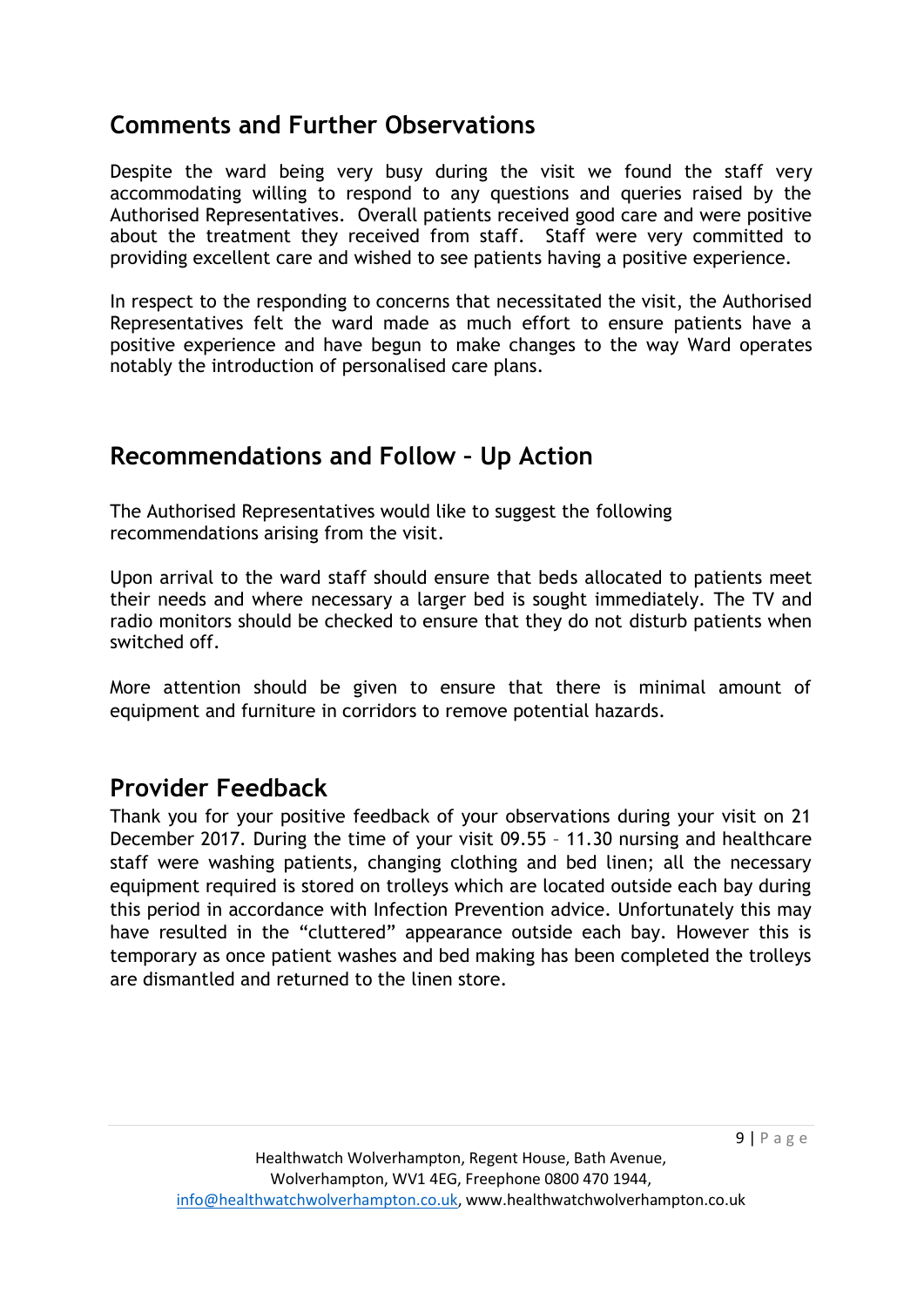## Comments and Further Observations

Despite the ward being very busy during the visit we found the staff very accommodating willing to respond to any questions and queries raised by the Authorised Representatives. Overall patients received good care and were positive about the treatment they received from staff. Staff were very committed to providing excellent care and wished to see patients having a positive experience.

In respect to the responding to concerns that necessitated the visit, the Authorised Representatives felt the ward made as much effort to ensure patients have a positive experience and have begun to make changes to the way Ward operates notably the introduction of personalised care plans.

## Recommendations and Follow – Up Action

The Authorised Representatives would like to suggest the following recommendations arising from the visit.

Upon arrival to the ward staff should ensure that beds allocated to patients meet their needs and where necessary a larger bed is sought immediately. The TV and radio monitors should be checked to ensure that they do not disturb patients when switched off.

More attention should be given to ensure that there is minimal amount of equipment and furniture in corridors to remove potential hazards.

## Provider Feedback

Thank you for your positive feedback of your observations during your visit on 21 December 2017. During the time of your visit 09.55 – 11.30 nursing and healthcare staff were washing patients, changing clothing and bed linen; all the necessary equipment required is stored on trolleys which are located outside each bay during this period in accordance with Infection Prevention advice. Unfortunately this may have resulted in the "cluttered" appearance outside each bay. However this is temporary as once patient washes and bed making has been completed the trolleys are dismantled and returned to the linen store.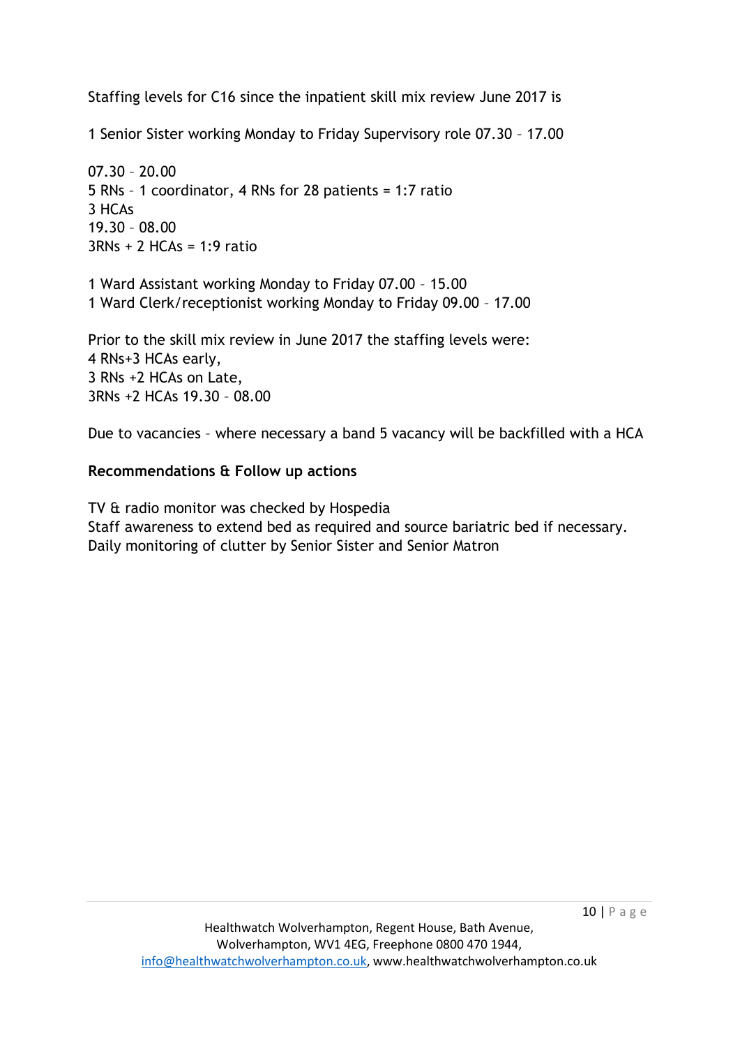Staffing levels for C16 since the inpatient skill mix review June 2017 is

1 Senior Sister working Monday to Friday Supervisory role 07.30 – 17.00

07.30 – 20.00
5 RNs – 1 coordinator, 4 RNs for 28 patients = 1:7 ratio
3 HCAs
19.30 – 08.00
3RNs + 2 HCAs = 1:9 ratio

1 Ward Assistant working Monday to Friday 07.00 – 15.00
1 Ward Clerk/receptionist working Monday to Friday 09.00 – 17.00

Prior to the skill mix review in June 2017 the staffing levels were:
4 RNs+3 HCAs early,
3 RNs +2 HCAs on Late,
3RNs +2 HCAs 19.30 – 08.00

Due to vacancies – where necessary a band 5 vacancy will be backfilled with a HCA

**Recommendations & Follow up actions**

TV & radio monitor was checked by Hospedia
Staff awareness to extend bed as required and source bariatric bed if necessary.
Daily monitoring of clutter by Senior Sister and Senior Matron